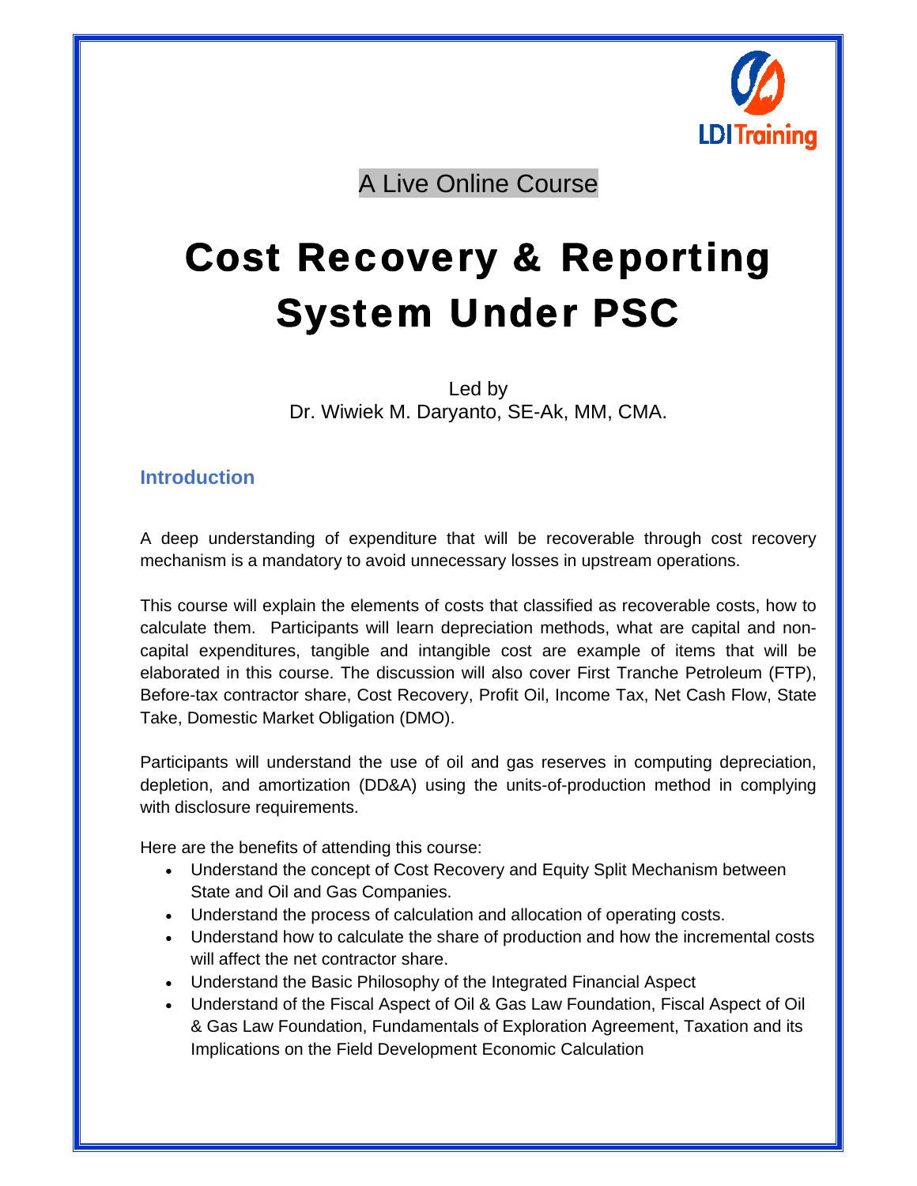A Live Online Course

# Cost Recovery & Reporting System Under PSC

Led by
Dr. Wiwiek M. Daryanto, SE-Ak, MM, CMA.

## Introduction

A deep understanding of expenditure that will be recoverable through cost recovery mechanism is a mandatory to avoid unnecessary losses in upstream operations.

This course will explain the elements of costs that classified as recoverable costs, how to calculate them. Participants will learn depreciation methods, what are capital and non-capital expenditures, tangible and intangible cost are example of items that will be elaborated in this course. The discussion will also cover First Tranche Petroleum (FTP), Before-tax contractor share, Cost Recovery, Profit Oil, Income Tax, Net Cash Flow, State Take, Domestic Market Obligation (DMO).

Participants will understand the use of oil and gas reserves in computing depreciation, depletion, and amortization (DD&A) using the units-of-production method in complying with disclosure requirements.

Here are the benefits of attending this course:

- Understand the concept of Cost Recovery and Equity Split Mechanism between State and Oil and Gas Companies.
- Understand the process of calculation and allocation of operating costs.
- Understand how to calculate the share of production and how the incremental costs will affect the net contractor share.
- Understand the Basic Philosophy of the Integrated Financial Aspect
- Understand of the Fiscal Aspect of Oil & Gas Law Foundation, Fiscal Aspect of Oil & Gas Law Foundation, Fundamentals of Exploration Agreement, Taxation and its Implications on the Field Development Economic Calculation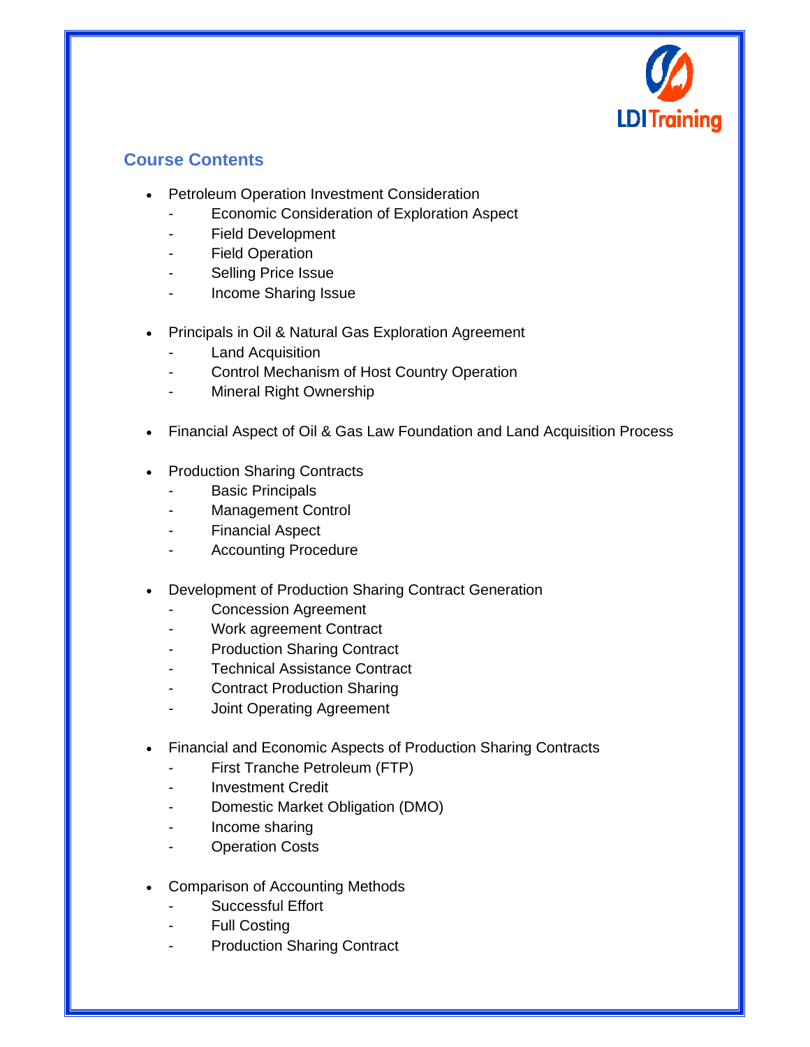## Course Contents

- Petroleum Operation Investment Consideration
  - Economic Consideration of Exploration Aspect
  - Field Development
  - Field Operation
  - Selling Price Issue
  - Income Sharing Issue

- Principals in Oil & Natural Gas Exploration Agreement
  - Land Acquisition
  - Control Mechanism of Host Country Operation
  - Mineral Right Ownership

- Financial Aspect of Oil & Gas Law Foundation and Land Acquisition Process

- Production Sharing Contracts
  - Basic Principals
  - Management Control
  - Financial Aspect
  - Accounting Procedure

- Development of Production Sharing Contract Generation
  - Concession Agreement
  - Work agreement Contract
  - Production Sharing Contract
  - Technical Assistance Contract
  - Contract Production Sharing
  - Joint Operating Agreement

- Financial and Economic Aspects of Production Sharing Contracts
  - First Tranche Petroleum (FTP)
  - Investment Credit
  - Domestic Market Obligation (DMO)
  - Income sharing
  - Operation Costs

- Comparison of Accounting Methods
  - Successful Effort
  - Full Costing
  - Production Sharing Contract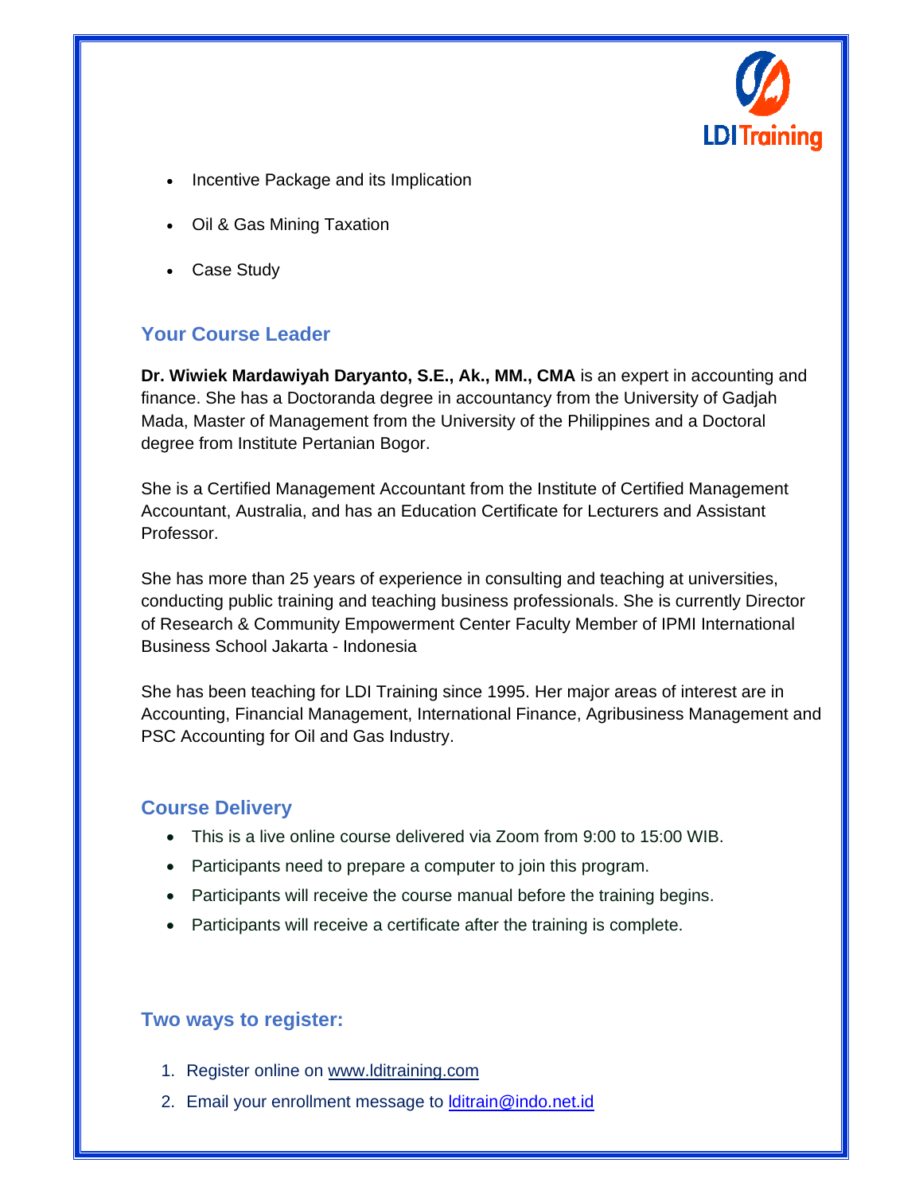- Incentive Package and its Implication
- Oil & Gas Mining Taxation
- Case Study

## Your Course Leader

**Dr. Wiwiek Mardawiyah Daryanto, S.E., Ak., MM., CMA** is an expert in accounting and finance. She has a Doctoranda degree in accountancy from the University of Gadjah Mada, Master of Management from the University of the Philippines and a Doctoral degree from Institute Pertanian Bogor.

She is a Certified Management Accountant from the Institute of Certified Management Accountant, Australia, and has an Education Certificate for Lecturers and Assistant Professor.

She has more than 25 years of experience in consulting and teaching at universities, conducting public training and teaching business professionals. She is currently Director of Research & Community Empowerment Center Faculty Member of IPMI International Business School Jakarta - Indonesia

She has been teaching for LDI Training since 1995. Her major areas of interest are in Accounting, Financial Management, International Finance, Agribusiness Management and PSC Accounting for Oil and Gas Industry.

## Course Delivery

- This is a live online course delivered via Zoom from 9:00 to 15:00 WIB.
- Participants need to prepare a computer to join this program.
- Participants will receive the course manual before the training begins.
- Participants will receive a certificate after the training is complete.

## Two ways to register:

1. Register online on [www.lditraining.com](www.lditraining.com)
2. Email your enrollment message to [lditrain@indo.net.id](mailto:lditrain@indo.net.id)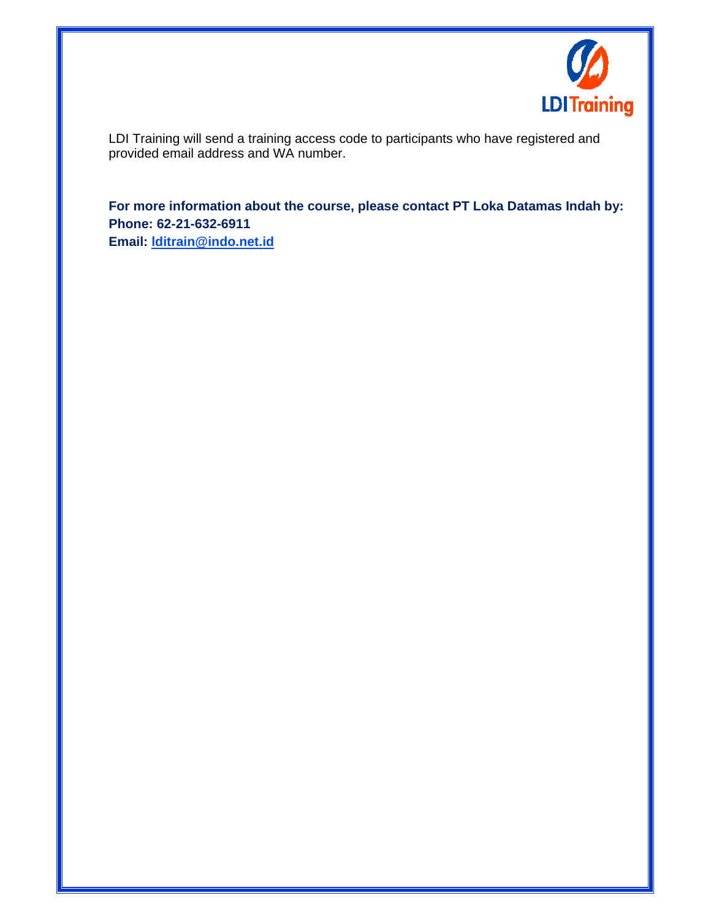LDI Training will send a training access code to participants who have registered and provided email address and WA number.

**For more information about the course, please contact PT Loka Datamas Indah by:**
**Phone: 62-21-632-6911**
**Email: lditrain@indo.net.id**